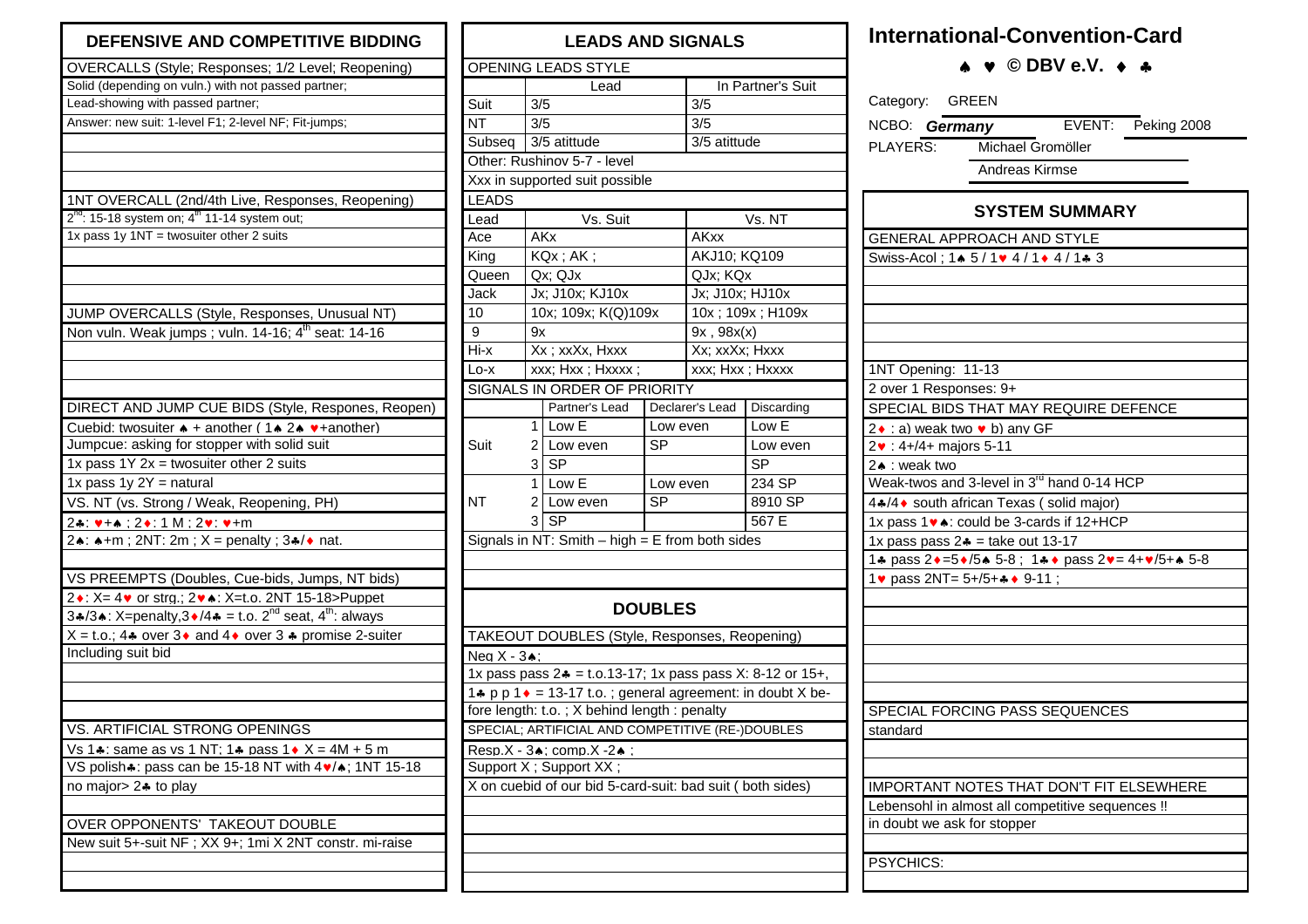# DEFENSIVE AND COMPETITIVE BIDDING

## OVERCALLS (Style; Responses; 1/2 Level; Reopening)

Solid (depending on vuln.) with not passed partner;
Lead-showing with passed partner;
Answer: new suit: 1-level F1; 2-level NF; Fit-jumps;

## 1NT OVERCALL (2nd/4th Live, Responses, Reopening)

2nd: 15-18 system on; 4th 11-14 system out;
1x pass 1y 1NT = twosuiter other 2 suits

## JUMP OVERCALLS (Style, Responses, Unusual NT)

Non vuln. Weak jumps ; vuln. 14-16; 4th seat: 14-16

## DIRECT AND JUMP CUE BIDS (Style, Respones, Reopen)

Cuebid: twosuiter ♠ + another ( 1♠ 2♠ ♥+another)
Jumpcue: asking for stopper with solid suit
1x pass 1Y 2x = twosuiter other 2 suits
1x pass 1y 2Y = natural

## VS. NT (vs. Strong / Weak, Reopening, PH)

2♣: ♥+♠ ; 2♦: 1 M ; 2♥: ♥+m
2♠: ♠+m ; 2NT: 2m ; X = penalty ; 3♣/♦ nat.

## VS PREEMPTS (Doubles, Cue-bids, Jumps, NT bids)

2♦: X= 4♥ or strg.; 2♥♠: X=t.o. 2NT 15-18>Puppet
3♣/3♠: X=penalty,3♦/4♣ = t.o. 2nd seat, 4th: always
X = t.o.; 4♣ over 3♦ and 4♦ over 3 ♣ promise 2-suiter
Including suit bid

## VS. ARTIFICIAL STRONG OPENINGS

Vs 1♣: same as vs 1 NT; 1♣ pass 1♦ X = 4M + 5 m
VS polish♣: pass can be 15-18 NT with 4♥/♠; 1NT 15-18
no major> 2♣ to play

## OVER OPPONENTS' TAKEOUT DOUBLE

New suit 5+-suit NF ; XX 9+; 1mi X 2NT constr. mi-raise

# LEADS AND SIGNALS

## OPENING LEADS STYLE

| | Lead | In Partner's Suit |
|---|---|---|
| Suit | 3/5 | 3/5 |
| NT | 3/5 | 3/5 |
| Subseq | 3/5 atittude | 3/5 atittude |

Other: Rushinov 5-7 - level
Xxx in supported suit possible

## LEADS

| Lead | Vs. Suit | Vs. NT |
|---|---|---|
| Ace | AKx | AKxx |
| King | KQx ; AK ; | AKJ10; KQ109 |
| Queen | Qx; QJx | QJx; KQx |
| Jack | Jx; J10x; KJ10x | Jx; J10x; HJ10x |
| 10 | 10x; 109x; K(Q)109x | 10x ; 109x ; H109x |
| 9 | 9x | 9x , 98x(x) |
| Hi-x | Xx ; xxXx, Hxxx | Xx; xxXx; Hxxx |
| Lo-x | xxx; Hxx ; Hxxxx ; | xxx; Hxx ; Hxxxx |

## SIGNALS IN ORDER OF PRIORITY

| | | Partner's Lead | Declarer's Lead | Discarding |
|---|---|---|---|---|
| Suit | 1 | Low E | Low even | Low E |
| | 2 | Low even | SP | Low even |
| | 3 | SP | | SP |
| NT | 1 | Low E | Low even | 234 SP |
| | 2 | Low even | SP | 8910 SP |
| | 3 | SP | | 567 E |

Signals in NT: Smith – high = E from both sides

# DOUBLES

## TAKEOUT DOUBLES (Style, Responses, Reopening)

Neg X - 3♠;
1x pass pass 2♣ = t.o.13-17; 1x pass pass X: 8-12 or 15+,
1♣ p p 1♦ = 13-17 t.o. ; general agreement: in doubt X before length: t.o. ; X behind length : penalty

## SPECIAL; ARTIFICIAL AND COMPETITIVE (RE-)DOUBLES

Resp.X - 3♠; comp.X -2♠ ;
Support X ; Support XX ;
X on cuebid of our bid 5-card-suit: bad suit ( both sides)

# International-Convention-Card

♠ ♥ © DBV e.V. ♦ ♣

Category: GREEN

NCBO: *Germany* EVENT: Peking 2008

PLAYERS: Michael Gromöller
Andreas Kirmse

# SYSTEM SUMMARY

## GENERAL APPROACH AND STYLE

Swiss-Acol ; 1♠ 5 / 1♥ 4 / 1♦ 4 / 1♣ 3

1NT Opening: 11-13
2 over 1 Responses: 9+

## SPECIAL BIDS THAT MAY REQUIRE DEFENCE

2♦ : a) weak two ♥ b) any GF
2♥ : 4+/4+ majors 5-11
2♠ : weak two
Weak-twos and 3-level in 3rd hand 0-14 HCP
4♣/4♦ south african Texas ( solid major)
1x pass 1♥♠: could be 3-cards if 12+HCP
1x pass pass 2♣ = take out 13-17
1♣ pass 2♦=5♦/5♠ 5-8 ; 1♣♦ pass 2♥= 4+♥/5+♠ 5-8
1♥ pass 2NT= 5+/5+♣♦ 9-11 ;

## SPECIAL FORCING PASS SEQUENCES

standard

## IMPORTANT NOTES THAT DON'T FIT ELSEWHERE

Lebensohl in almost all competitive sequences !!
in doubt we ask for stopper

## PSYCHICS: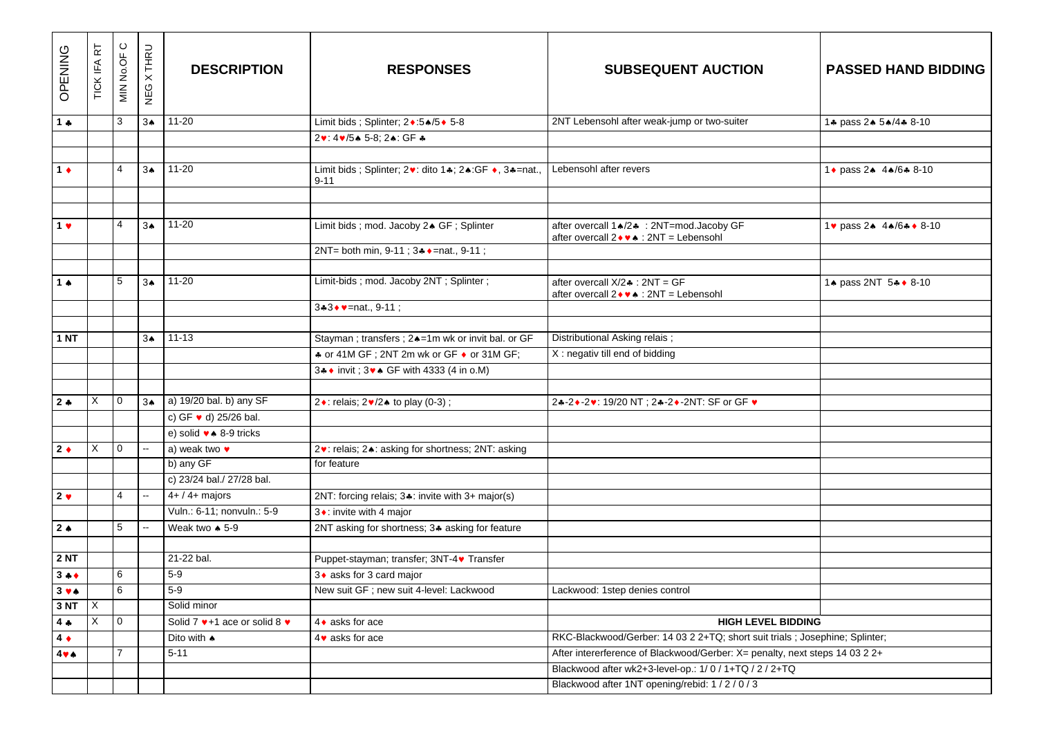| OPENING | TICK IFA RT | MIN No.OF C | NEG X THRU | DESCRIPTION | RESPONSES | SUBSEQUENT AUCTION | PASSED HAND BIDDING |
|---|---|---|---|---|---|---|---|
| 1 ♣ | | 3 | 3♠ | 11-20 | Limit bids ; Splinter; 2♦:5♠/5♦ 5-8 | 2NT Lebensohl after weak-jump or two-suiter | 1♣ pass 2♠ 5♠/4♣ 8-10 |
| | | | | | 2♥: 4♥/5♠ 5-8; 2♠: GF ♣ | | |
| | | | | | | | |
| 1 ♦ | | 4 | 3♠ | 11-20 | Limit bids ; Splinter; 2♥: dito 1♣; 2♠:GF ♦, 3♣=nat., 9-11 | Lebensohl after revers | 1♦ pass 2♠ 4♠/6♣ 8-10 |
| | | | | | | | |
| | | | | | | | |
| 1 ♥ | | 4 | 3♠ | 11-20 | Limit bids ; mod. Jacoby 2♠ GF ; Splinter | after overcall 1♠/2♣ : 2NT=mod.Jacoby GF<br>after overcall 2♦♥♠ : 2NT = Lebensohl | 1♥ pass 2♠ 4♠/6♣♦ 8-10 |
| | | | | | 2NT= both min, 9-11 ; 3♣♦=nat., 9-11 ; | | |
| | | | | | | | |
| 1 ♠ | | 5 | 3♠ | 11-20 | Limit-bids ; mod. Jacoby 2NT ; Splinter ; | after overcall X/2♣ : 2NT = GF<br>after overcall 2♦♥♠ : 2NT = Lebensohl | 1♠ pass 2NT 5♣♦ 8-10 |
| | | | | | 3♣3♦♥=nat., 9-11 ; | | |
| | | | | | | | |
| 1 NT | | | 3♠ | 11-13 | Stayman ; transfers ; 2♠=1m wk or invit bal. or GF | Distributional Asking relais ; | |
| | | | | | ♣ or 41M GF ; 2NT 2m wk or GF ♦ or 31M GF; | X : negativ till end of bidding | |
| | | | | | 3♣♦ invit ; 3♥♠ GF with 4333 (4 in o.M) | | |
| | | | | | | | |
| 2 ♣ | X | 0 | 3♠ | a) 19/20 bal. b) any SF | 2♦: relais; 2♥/2♠ to play (0-3) ; | 2♣-2♦-2♥: 19/20 NT ; 2♣-2♦-2NT: SF or GF ♥ | |
| | | | | c) GF ♥ d) 25/26 bal. | | | |
| | | | | e) solid ♥♠ 8-9 tricks | | | |
| 2 ♦ | X | 0 | -- | a) weak two ♥ | 2♥: relais; 2♠: asking for shortness; 2NT: asking | | |
| | | | | b) any GF | for feature | | |
| | | | | c) 23/24 bal./ 27/28 bal. | | | |
| 2 ♥ | | 4 | -- | 4+ / 4+ majors | 2NT: forcing relais; 3♣: invite with 3+ major(s) | | |
| | | | | Vuln.: 6-11; nonvuln.: 5-9 | 3♦: invite with 4 major | | |
| 2 ♠ | | 5 | -- | Weak two ♠ 5-9 | 2NT asking for shortness; 3♣ asking for feature | | |
| | | | | | | | |
| 2 NT | | | | 21-22 bal. | Puppet-stayman; transfer; 3NT-4♥ Transfer | | |
| 3 ♣♦ | | 6 | | 5-9 | 3♦ asks for 3 card major | | |
| 3 ♥♠ | | 6 | | 5-9 | New suit GF ; new suit 4-level: Lackwood | Lackwood: 1step denies control | |
| 3 NT | X | | | Solid minor | | | |
| 4 ♣ | X | 0 | | Solid 7 ♥+1 ace or solid 8 ♥ | 4♦ asks for ace | **HIGH LEVEL BIDDING** | |
| 4 ♦ | | | | Dito with ♠ | 4♥ asks for ace | RKC-Blackwood/Gerber: 14 03 2 2+TQ; short suit trials ; Josephine; Splinter; | |
| 4♥♠ | | 7 | | 5-11 | | After intererference of Blackwood/Gerber: X= penalty, next steps 14 03 2 2+ | |
| | | | | | | Blackwood after wk2+3-level-op.: 1/ 0 / 1+TQ / 2 / 2+TQ | |
| | | | | | | Blackwood after 1NT opening/rebid: 1 / 2 / 0 / 3 | |